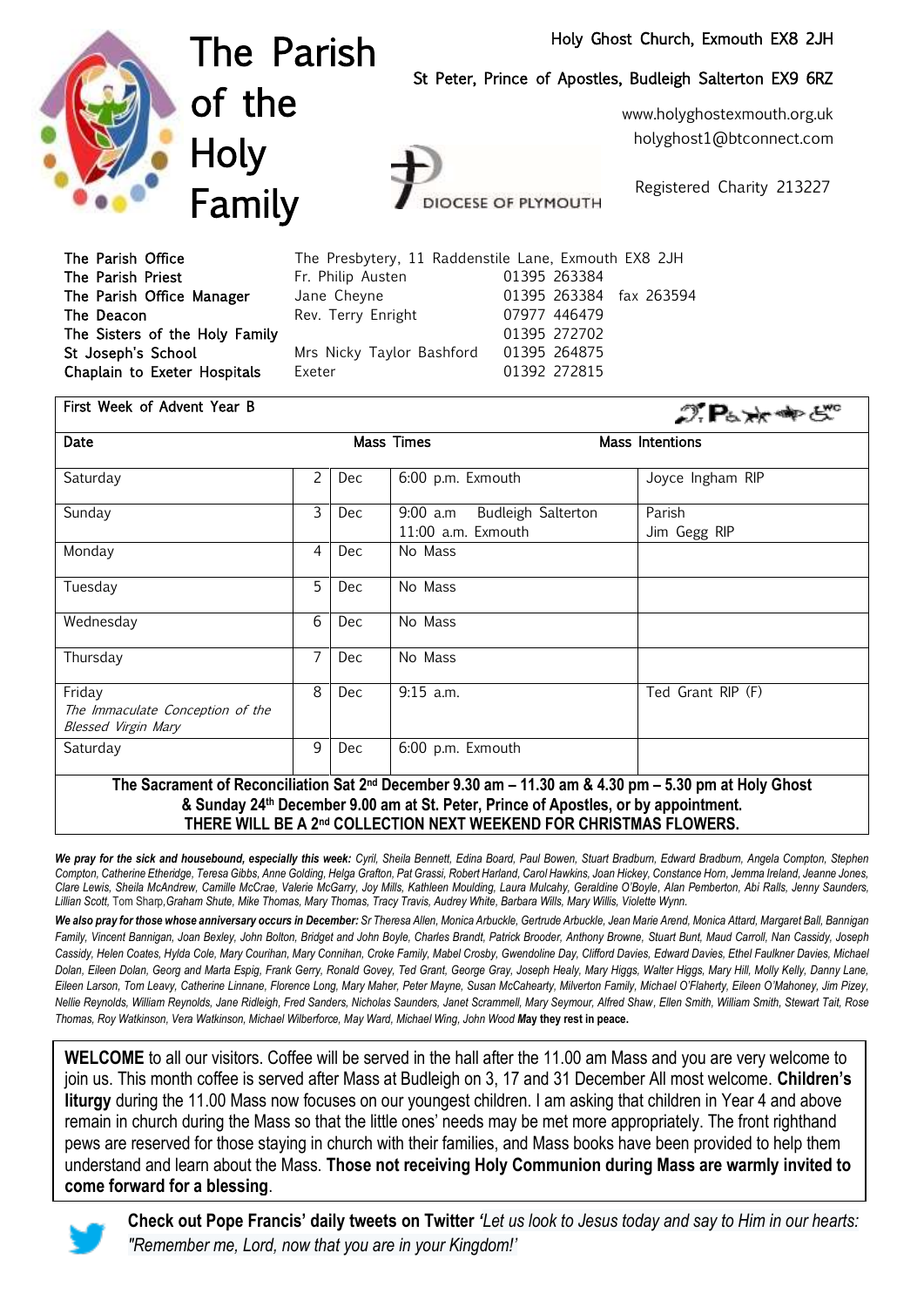# The Parish of the Holy Family

Holy Ghost Church, Exmouth EX8 2JH

St Peter, Prince of Apostles, Budleigh Salterton EX9 6RZ

www.holyghostexmouth.org.uk
holyghost1@btconnect.com

DIOCESE OF PLYMOUTH

Registered Charity 213227

| | | |
|---|---|---|
| The Parish Office | The Presbytery, 11 Raddenstile Lane, Exmouth EX8 2JH | |
| The Parish Priest | Fr. Philip Austen | 01395 263384 |
| The Parish Office Manager | Jane Cheyne | 01395 263384 fax 263594 |
| The Deacon | Rev. Terry Enright | 07977 446479 |
| The Sisters of the Holy Family | | 01395 272702 |
| St Joseph's School | Mrs Nicky Taylor Bashford | 01395 264875 |
| Chaplain to Exeter Hospitals | Exeter | 01392 272815 |

First Week of Advent Year B

| Date | | | Mass Times | Mass Intentions |
|---|---|---|---|---|
| Saturday | 2 | Dec | 6:00 p.m. Exmouth | Joyce Ingham RIP |
| Sunday | 3 | Dec | 9:00 a.m Budleigh Salterton<br>11:00 a.m. Exmouth | Parish<br>Jim Gegg RIP |
| Monday | 4 | Dec | No Mass | |
| Tuesday | 5 | Dec | No Mass | |
| Wednesday | 6 | Dec | No Mass | |
| Thursday | 7 | Dec | No Mass | |
| Friday<br>*The Immaculate Conception of the Blessed Virgin Mary* | 8 | Dec | 9:15 a.m. | Ted Grant RIP (F) |
| Saturday | 9 | Dec | 6:00 p.m. Exmouth | |

**The Sacrament of Reconciliation Sat 2nd December 9.30 am – 11.30 am & 4.30 pm – 5.30 pm at Holy Ghost & Sunday 24th December 9.00 am at St. Peter, Prince of Apostles, or by appointment.**
**THERE WILL BE A 2nd COLLECTION NEXT WEEKEND FOR CHRISTMAS FLOWERS.**

***We pray for the sick and housebound, especially this week:*** *Cyril, Sheila Bennett, Edina Board, Paul Bowen, Stuart Bradburn, Edward Bradburn, Angela Compton, Stephen Compton, Catherine Etheridge, Teresa Gibbs, Anne Golding, Helga Grafton, Pat Grassi, Robert Harland, Carol Hawkins, Joan Hickey, Constance Horn, Jemma Ireland, Jeanne Jones, Clare Lewis, Sheila McAndrew, Camille McCrae, Valerie McGarry, Joy Mills, Kathleen Moulding, Laura Mulcahy, Geraldine O'Boyle, Alan Pemberton, Abi Ralls, Jenny Saunders, Lillian Scott,* Tom Sharp, *Graham Shute, Mike Thomas, Mary Thomas, Tracy Travis, Audrey White, Barbara Wills, Mary Willis, Violette Wynn.*

***We also pray for those whose anniversary occurs in December:*** *Sr Theresa Allen, Monica Arbuckle, Gertrude Arbuckle, Jean Marie Arend, Monica Attard, Margaret Ball, Bannigan Family, Vincent Bannigan, Joan Bexley, John Bolton, Bridget and John Boyle, Charles Brandt, Patrick Brooder, Anthony Browne, Stuart Bunt, Maud Carroll, Nan Cassidy, Joseph Cassidy, Helen Coates, Hylda Cole, Mary Courihan, Mary Connihan, Croke Family, Mabel Crosby, Gwendoline Day, Clifford Davies, Edward Davies, Ethel Faulkner Davies, Michael Dolan, Eileen Dolan, Georg and Marta Espig, Frank Gerry, Ronald Govey, Ted Grant, George Gray, Joseph Healy, Mary Higgs, Walter Higgs, Mary Hill, Molly Kelly, Danny Lane, Eileen Larson, Tom Leavy, Catherine Linnane, Florence Long, Mary Maher, Peter Mayne, Susan McCahearty, Milverton Family, Michael O'Flaherty, Eileen O'Mahoney, Jim Pizey, Nellie Reynolds, William Reynolds, Jane Ridleigh, Fred Sanders, Nicholas Saunders, Janet Scrammell, Mary Seymour, Alfred Shaw, Ellen Smith, William Smith, Stewart Tait, Rose Thomas, Roy Watkinson, Vera Watkinson, Michael Wilberforce, May Ward, Michael Wing, John Wood* **May they rest in peace.**

**WELCOME** to all our visitors. Coffee will be served in the hall after the 11.00 am Mass and you are very welcome to join us. This month coffee is served after Mass at Budleigh on 3, 17 and 31 December All most welcome. **Children's liturgy** during the 11.00 Mass now focuses on our youngest children. I am asking that children in Year 4 and above remain in church during the Mass so that the little ones' needs may be met more appropriately. The front righthand pews are reserved for those staying in church with their families, and Mass books have been provided to help them understand and learn about the Mass. **Those not receiving Holy Communion during Mass are warmly invited to come forward for a blessing**.

**Check out Pope Francis' daily tweets on Twitter** *'Let us look to Jesus today and say to Him in our hearts: "Remember me, Lord, now that you are in your Kingdom!"'*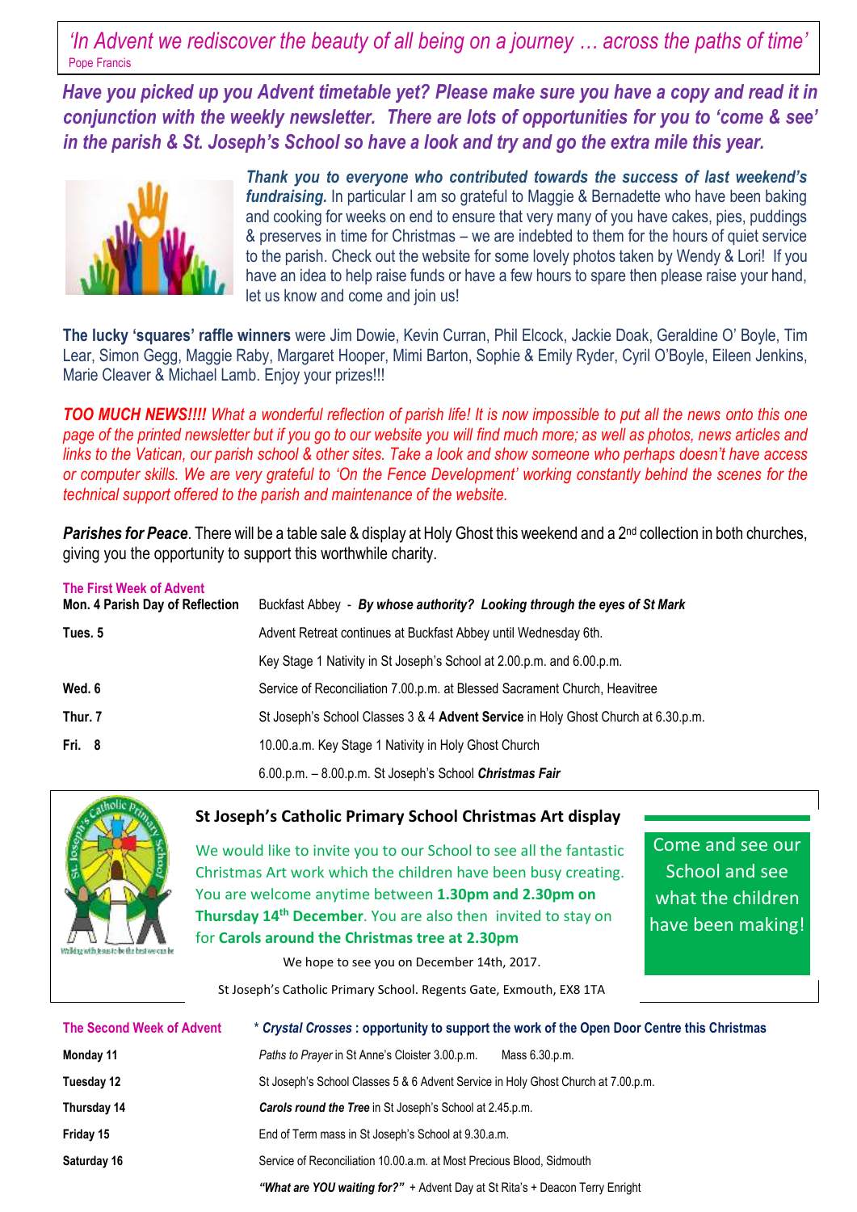*'In Advent we rediscover the beauty of all being on a journey … across the paths of time'*
Pope Francis

***Have you picked up you Advent timetable yet? Please make sure you have a copy and read it in conjunction with the weekly newsletter. There are lots of opportunities for you to 'come & see' in the parish & St. Joseph's School so have a look and try and go the extra mile this year.***

***Thank you to everyone who contributed towards the success of last weekend's fundraising.*** In particular I am so grateful to Maggie & Bernadette who have been baking and cooking for weeks on end to ensure that very many of you have cakes, pies, puddings & preserves in time for Christmas – we are indebted to them for the hours of quiet service to the parish. Check out the website for some lovely photos taken by Wendy & Lori! If you have an idea to help raise funds or have a few hours to spare then please raise your hand, let us know and come and join us!

**The lucky 'squares' raffle winners** were Jim Dowie, Kevin Curran, Phil Elcock, Jackie Doak, Geraldine O' Boyle, Tim Lear, Simon Gegg, Maggie Raby, Margaret Hooper, Mimi Barton, Sophie & Emily Ryder, Cyril O'Boyle, Eileen Jenkins, Marie Cleaver & Michael Lamb. Enjoy your prizes!!!

***TOO MUCH NEWS!!!!*** *What a wonderful reflection of parish life! It is now impossible to put all the news onto this one page of the printed newsletter but if you go to our website you will find much more; as well as photos, news articles and links to the Vatican, our parish school & other sites. Take a look and show someone who perhaps doesn't have access or computer skills. We are very grateful to 'On the Fence Development' working constantly behind the scenes for the technical support offered to the parish and maintenance of the website.*

***Parishes for Peace***. There will be a table sale & display at Holy Ghost this weekend and a 2nd collection in both churches, giving you the opportunity to support this worthwhile charity.

| **The First Week of Advent** | |
|---|---|
| **Mon. 4 Parish Day of Reflection** | Buckfast Abbey - ***By whose authority? Looking through the eyes of St Mark*** |
| **Tues. 5** | Advent Retreat continues at Buckfast Abbey until Wednesday 6th. |
| | Key Stage 1 Nativity in St Joseph's School at 2.00.p.m. and 6.00.p.m. |
| **Wed. 6** | Service of Reconciliation 7.00.p.m. at Blessed Sacrament Church, Heavitree |
| **Thur. 7** | St Joseph's School Classes 3 & 4 **Advent Service** in Holy Ghost Church at 6.30.p.m. |
| **Fri. 8** | 10.00.a.m. Key Stage 1 Nativity in Holy Ghost Church |
| | 6.00.p.m. – 8.00.p.m. St Joseph's School ***Christmas Fair*** |

### St Joseph's Catholic Primary School Christmas Art display

We would like to invite you to our School to see all the fantastic Christmas Art work which the children have been busy creating. You are welcome anytime between **1.30pm and 2.30pm on Thursday 14th December**. You are also then invited to stay on for **Carols around the Christmas tree at 2.30pm**

We hope to see you on December 14th, 2017.

St Joseph's Catholic Primary School. Regents Gate, Exmouth, EX8 1TA

Come and see our School and see what the children have been making!

| **The Second Week of Advent** | * ***Crystal Crosses*** **: opportunity to support the work of the Open Door Centre this Christmas** |
|---|---|
| **Monday 11** | *Paths to Prayer* in St Anne's Cloister 3.00.p.m. Mass 6.30.p.m. |
| **Tuesday 12** | St Joseph's School Classes 5 & 6 Advent Service in Holy Ghost Church at 7.00.p.m. |
| **Thursday 14** | ***Carols round the Tree*** in St Joseph's School at 2.45.p.m. |
| **Friday 15** | End of Term mass in St Joseph's School at 9.30.a.m. |
| **Saturday 16** | Service of Reconciliation 10.00.a.m. at Most Precious Blood, Sidmouth |
| | ***"What are YOU waiting for?"*** + Advent Day at St Rita's + Deacon Terry Enright |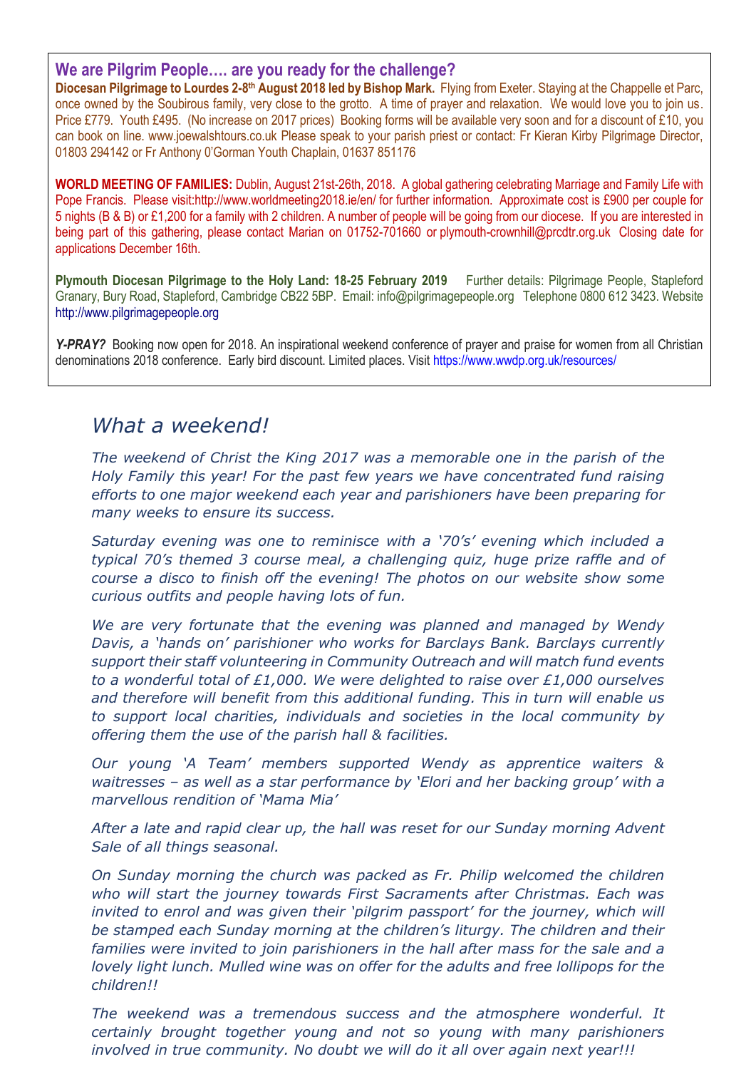## We are Pilgrim People…. are you ready for the challenge?

**Diocesan Pilgrimage to Lourdes 2-8th August 2018 led by Bishop Mark.** Flying from Exeter. Staying at the Chappelle et Parc, once owned by the Soubirous family, very close to the grotto. A time of prayer and relaxation. We would love you to join us. Price £779. Youth £495. (No increase on 2017 prices) Booking forms will be available very soon and for a discount of £10, you can book on line. www.joewalshtours.co.uk Please speak to your parish priest or contact: Fr Kieran Kirby Pilgrimage Director, 01803 294142 or Fr Anthony O'Gorman Youth Chaplain, 01637 851176

**WORLD MEETING OF FAMILIES:** Dublin, August 21st-26th, 2018. A global gathering celebrating Marriage and Family Life with Pope Francis. Please visit:http://www.worldmeeting2018.ie/en/ for further information. Approximate cost is £900 per couple for 5 nights (B & B) or £1,200 for a family with 2 children. A number of people will be going from our diocese. If you are interested in being part of this gathering, please contact Marian on 01752-701660 or plymouth-crownhill@prcdtr.org.uk Closing date for applications December 16th.

**Plymouth Diocesan Pilgrimage to the Holy Land: 18-25 February 2019** Further details: Pilgrimage People, Stapleford Granary, Bury Road, Stapleford, Cambridge CB22 5BP. Email: info@pilgrimagepeople.org Telephone 0800 612 3423. Website http://www.pilgrimagepeople.org

***Y-PRAY?*** Booking now open for 2018. An inspirational weekend conference of prayer and praise for women from all Christian denominations 2018 conference. Early bird discount. Limited places. Visit https://www.wwdp.org.uk/resources/

## *What a weekend!*

*The weekend of Christ the King 2017 was a memorable one in the parish of the Holy Family this year! For the past few years we have concentrated fund raising efforts to one major weekend each year and parishioners have been preparing for many weeks to ensure its success.*

*Saturday evening was one to reminisce with a '70's' evening which included a typical 70's themed 3 course meal, a challenging quiz, huge prize raffle and of course a disco to finish off the evening! The photos on our website show some curious outfits and people having lots of fun.*

*We are very fortunate that the evening was planned and managed by Wendy Davis, a 'hands on' parishioner who works for Barclays Bank. Barclays currently support their staff volunteering in Community Outreach and will match fund events to a wonderful total of £1,000. We were delighted to raise over £1,000 ourselves and therefore will benefit from this additional funding. This in turn will enable us to support local charities, individuals and societies in the local community by offering them the use of the parish hall & facilities.*

*Our young 'A Team' members supported Wendy as apprentice waiters & waitresses – as well as a star performance by 'Elori and her backing group' with a marvellous rendition of 'Mama Mia'*

*After a late and rapid clear up, the hall was reset for our Sunday morning Advent Sale of all things seasonal.*

*On Sunday morning the church was packed as Fr. Philip welcomed the children who will start the journey towards First Sacraments after Christmas. Each was invited to enrol and was given their 'pilgrim passport' for the journey, which will be stamped each Sunday morning at the children's liturgy. The children and their families were invited to join parishioners in the hall after mass for the sale and a lovely light lunch. Mulled wine was on offer for the adults and free lollipops for the children!!*

*The weekend was a tremendous success and the atmosphere wonderful. It certainly brought together young and not so young with many parishioners involved in true community. No doubt we will do it all over again next year!!!*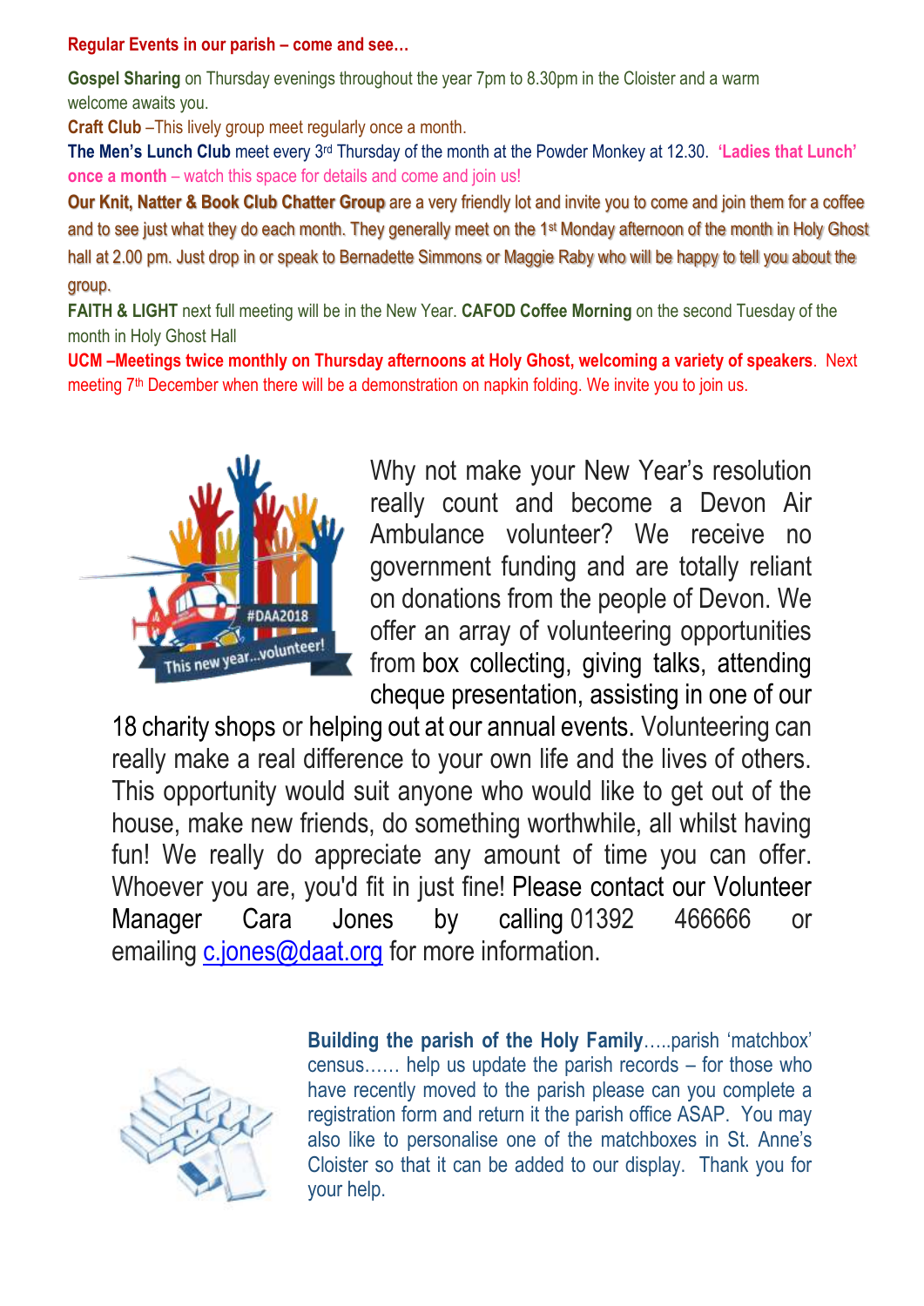**Regular Events in our parish – come and see…**

**Gospel Sharing** on Thursday evenings throughout the year 7pm to 8.30pm in the Cloister and a warm welcome awaits you.

**Craft Club** –This lively group meet regularly once a month.

**The Men's Lunch Club** meet every 3rd Thursday of the month at the Powder Monkey at 12.30. **'Ladies that Lunch' once a month** – watch this space for details and come and join us!

**Our Knit, Natter & Book Club Chatter Group** are a very friendly lot and invite you to come and join them for a coffee and to see just what they do each month. They generally meet on the 1st Monday afternoon of the month in Holy Ghost hall at 2.00 pm. Just drop in or speak to Bernadette Simmons or Maggie Raby who will be happy to tell you about the group.

**FAITH & LIGHT** next full meeting will be in the New Year. **CAFOD Coffee Morning** on the second Tuesday of the month in Holy Ghost Hall

**UCM –Meetings twice monthly on Thursday afternoons at Holy Ghost, welcoming a variety of speakers**. Next meeting 7th December when there will be a demonstration on napkin folding. We invite you to join us.

Why not make your New Year's resolution really count and become a Devon Air Ambulance volunteer? We receive no government funding and are totally reliant on donations from the people of Devon. We offer an array of volunteering opportunities from box collecting, giving talks, attending cheque presentation, assisting in one of our 18 charity shops or helping out at our annual events. Volunteering can really make a real difference to your own life and the lives of others. This opportunity would suit anyone who would like to get out of the house, make new friends, do something worthwhile, all whilst having fun! We really do appreciate any amount of time you can offer. Whoever you are, you'd fit in just fine! Please contact our Volunteer Manager Cara Jones by calling 01392 466666 or emailing c.jones@daat.org for more information.

**Building the parish of the Holy Family**…..parish 'matchbox' census…… help us update the parish records – for those who have recently moved to the parish please can you complete a registration form and return it the parish office ASAP. You may also like to personalise one of the matchboxes in St. Anne's Cloister so that it can be added to our display. Thank you for your help.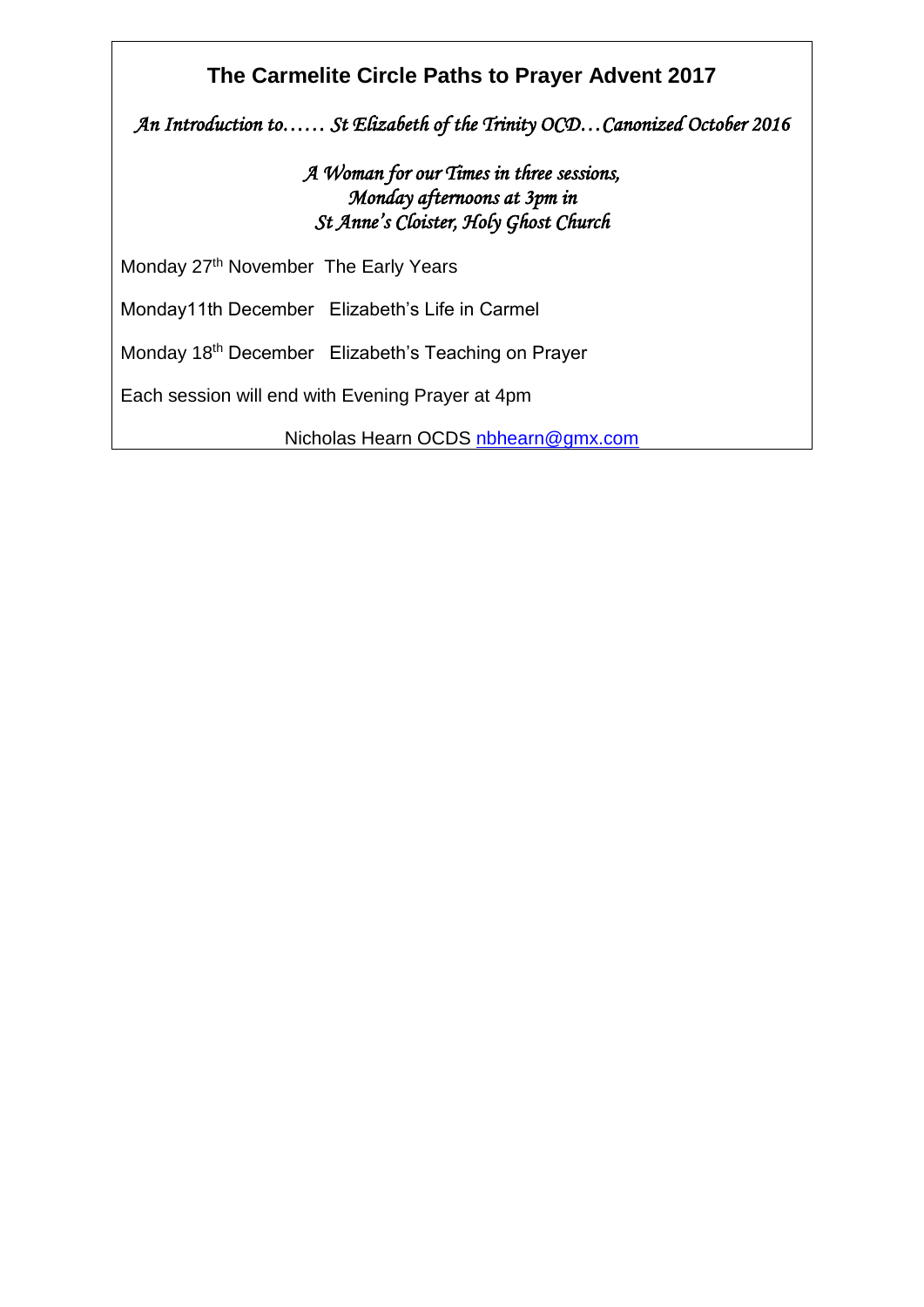# The Carmelite Circle Paths to Prayer Advent 2017

*An Introduction to…… St Elizabeth of the Trinity OCD…Canonized October 2016*

*A Woman for our Times in three sessions,*
*Monday afternoons at 3pm in*
*St Anne's Cloister, Holy Ghost Church*

Monday 27th November The Early Years

Monday11th December Elizabeth's Life in Carmel

Monday 18th December Elizabeth's Teaching on Prayer

Each session will end with Evening Prayer at 4pm

Nicholas Hearn OCDS nbhearn@gmx.com